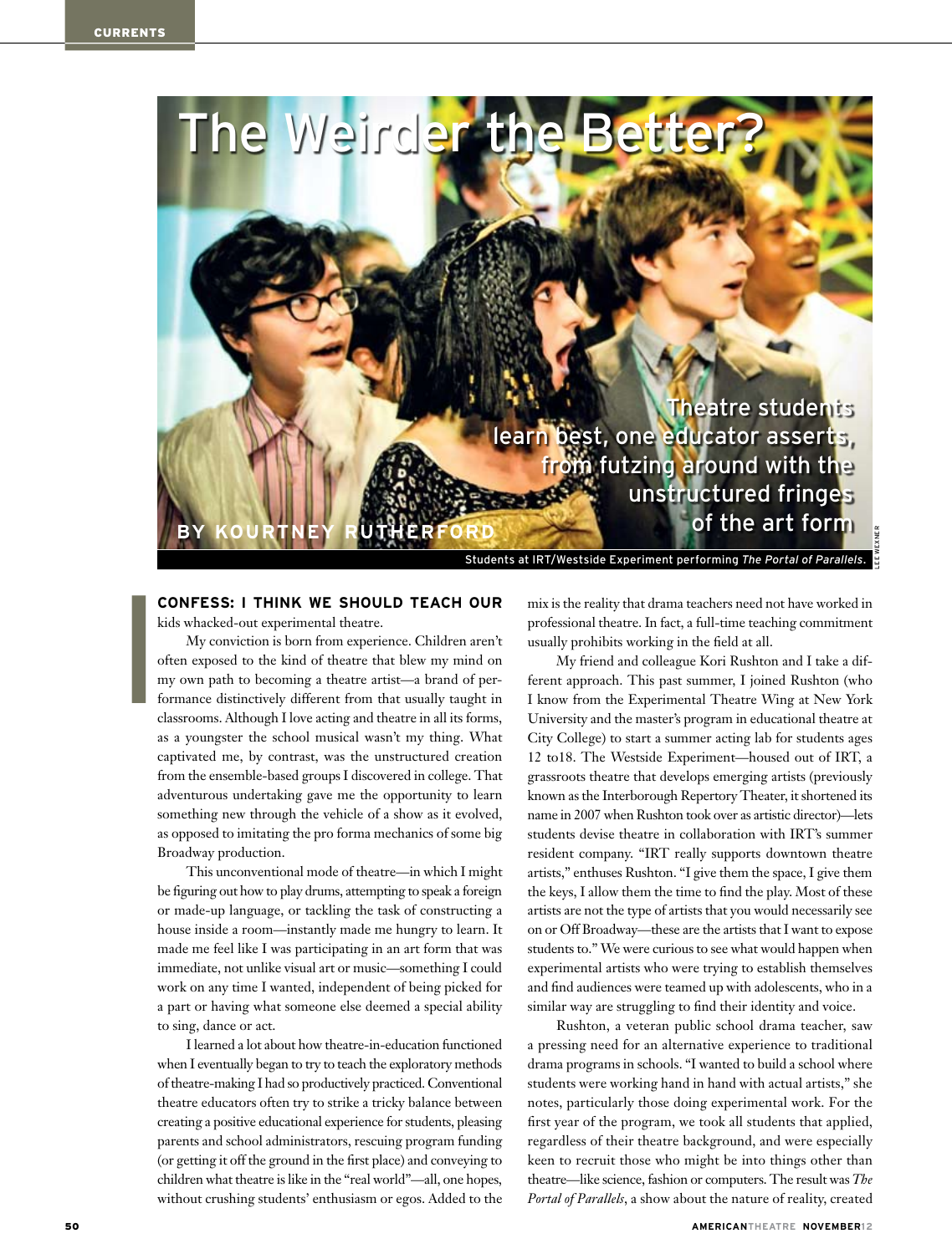# The Weirder the Better?

Theatre students learn best, one educator asserts, from futzing around with the unstructured fringes of the art form

**BY KOURTNEY RUTHERFORD**

Students at IRT/Westside Experiment performing *The Portal of Parallels*.

LEE WEXNER

**CONFESS: I THINK WE SHOULD TEACH OUR** kids whacked-out experimental theatre.

My conviction is born from experience. Children aren't often exposed to the kind of theatre that blew my mind on my own path to becoming a theatre artist—a brand of performance distinctively different from that usually taught in classrooms. Although I love acting and theatre in all its forms, as a youngster the school musical wasn't my thing. What captivated me, by contrast, was the unstructured creation from the ensemble-based groups I discovered in college. That adventurous undertaking gave me the opportunity to learn something new through the vehicle of a show as it evolved, as opposed to imitating the pro forma mechanics of some big Broadway production.

This unconventional mode of theatre—in which I might be figuring out how to play drums, attempting to speak a foreign or made-up language, or tackling the task of constructing a house inside a room—instantly made me hungry to learn. It made me feel like I was participating in an art form that was immediate, not unlike visual art or music—something I could work on any time I wanted, independent of being picked for a part or having what someone else deemed a special ability to sing, dance or act.

I learned a lot about how theatre-in-education functioned when I eventually began to try to teach the exploratory methods of theatre-making I had so productively practiced. Conventional theatre educators often try to strike a tricky balance between creating a positive educational experience for students, pleasing parents and school administrators, rescuing program funding (or getting it off the ground in the first place) and conveying to children what theatre is like in the "real world"—all, one hopes, without crushing students' enthusiasm or egos. Added to the mix is the reality that drama teachers need not have worked in professional theatre. In fact, a full-time teaching commitment usually prohibits working in the field at all.

My friend and colleague Kori Rushton and I take a different approach. This past summer, I joined Rushton (who I know from the Experimental Theatre Wing at New York University and the master's program in educational theatre at City College) to start a summer acting lab for students ages 12 to18. The Westside Experiment—housed out of IRT, a grassroots theatre that develops emerging artists (previously known as the Interborough Repertory Theater, it shortened its name in 2007 when Rushton took over as artistic director)—lets students devise theatre in collaboration with IRT's summer resident company. "IRT really supports downtown theatre artists," enthuses Rushton. "I give them the space, I give them the keys, I allow them the time to find the play. Most of these artists are not the type of artists that you would necessarily see on or Off Broadway—these are the artists that I want to expose students to." We were curious to see what would happen when experimental artists who were trying to establish themselves and find audiences were teamed up with adolescents, who in a similar way are struggling to find their identity and voice.

Rushton, a veteran public school drama teacher, saw a pressing need for an alternative experience to traditional drama programs in schools. "I wanted to build a school where students were working hand in hand with actual artists," she notes, particularly those doing experimental work. For the first year of the program, we took all students that applied, regardless of their theatre background, and were especially keen to recruit those who might be into things other than theatre—like science, fashion or computers. The result was *The Portal of Parallels*, a show about the nature of reality, created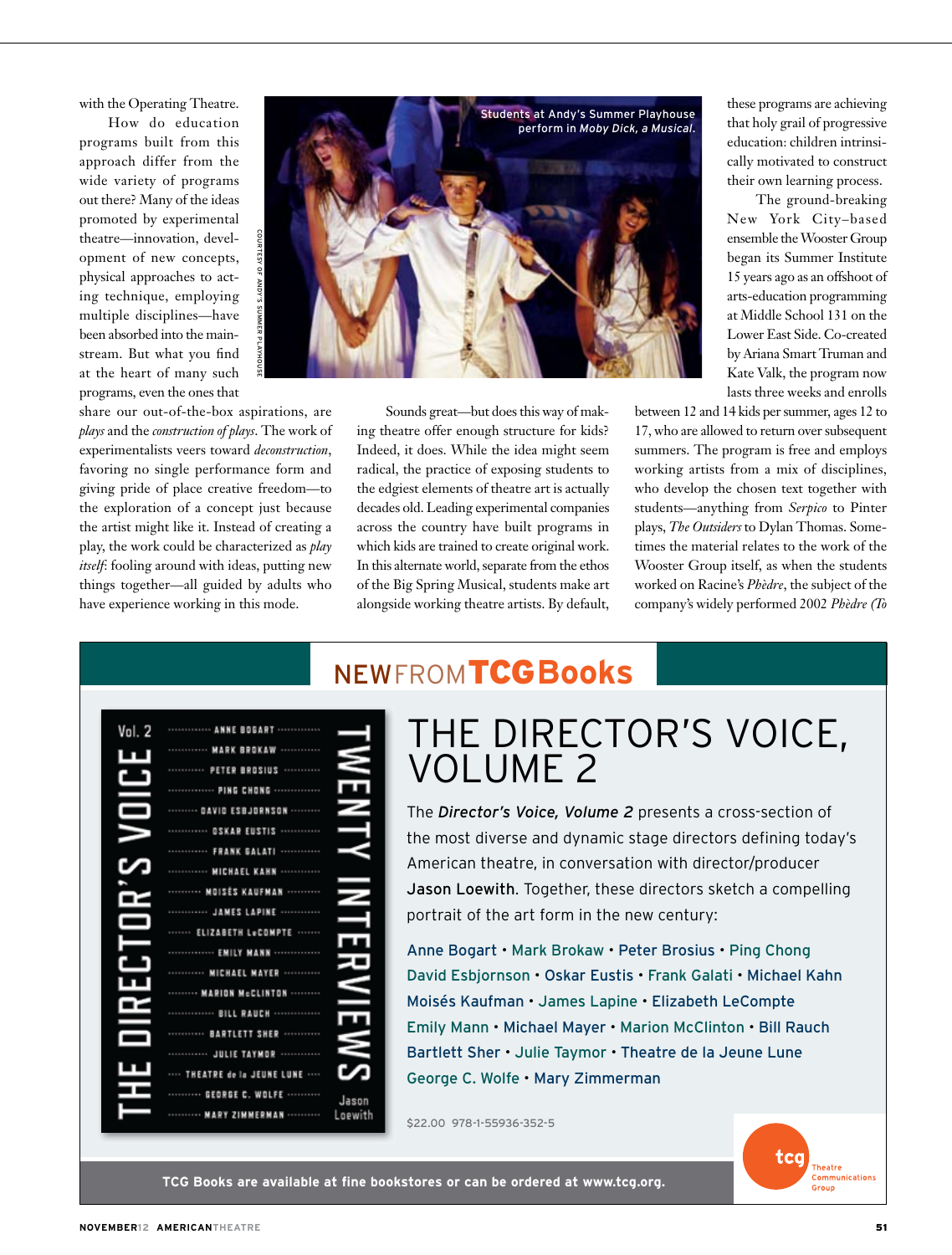with the Operating Theatre.

How do education programs built from this approach differ from the wide variety of programs out there? Many of the ideas promoted by experimental theatre—innovation, development of new concepts, physical approaches to acting technique, employing multiple disciplines—have been absorbed into the mainstream. But what you find at the heart of many such programs, even the ones that share our out-of-the-box aspirations, are *plays* and the *construction of plays*. The work of experimentalists veers toward *deconstruction*, favoring no single performance form and giving pride of place creative freedom—to the exploration of a concept just because the artist might like it. Instead of creating a play, the work could be characterized as *play itself*: fooling around with ideas, putting new things together—all guided by adults who have experience working in this mode.

Students at Andy's Summer Playhouse perform in *Moby Dick, a Musical*.

COURTESY OF ANDY'S SUMMER PLAYHOUSE

Sounds great—but does this way of making theatre offer enough structure for kids? Indeed, it does. While the idea might seem radical, the practice of exposing students to the edgiest elements of theatre art is actually decades old. Leading experimental companies across the country have built programs in which kids are trained to create original work. In this alternate world, separate from the ethos of the Big Spring Musical, students make art alongside working theatre artists. By default, these programs are achieving that holy grail of progressive education: children intrinsically motivated to construct their own learning process.

The ground-breaking New York City–based ensemble the Wooster Group began its Summer Institute 15 years ago as an offshoot of arts-education programming at Middle School 131 on the Lower East Side. Co-created by Ariana Smart Truman and Kate Valk, the program now lasts three weeks and enrolls between 12 and 14 kids per summer, ages 12 to 17, who are allowed to return over subsequent summers. The program is free and employs working artists from a mix of disciplines, who develop the chosen text together with students—anything from *Serpico* to Pinter plays, *The Outsiders* to Dylan Thomas. Sometimes the material relates to the work of the Wooster Group itself, as when the students worked on Racine's *Phèdre*, the subject of the company's widely performed 2002 *Phèdre (To*

---

## NEW FROM TCG Books

# THE DIRECTOR'S VOICE, VOLUME 2

The ***Director's Voice, Volume 2*** presents a cross-section of the most diverse and dynamic stage directors defining today's American theatre, in conversation with director/producer **Jason Loewith**. Together, these directors sketch a compelling portrait of the art form in the new century:

Anne Bogart • Mark Brokaw • Peter Brosius • Ping Chong
David Esbjornson • Oskar Eustis • Frank Galati • Michael Kahn
Moisés Kaufman • James Lapine • Elizabeth LeCompte
Emily Mann • Michael Mayer • Marion McClinton • Bill Rauch
Bartlett Sher • Julie Taymor • Theatre de la Jeune Lune
George C. Wolfe • Mary Zimmerman

$22.00 978-1-55936-352-5

**TCG Books are available at fine bookstores or can be ordered at www.tcg.org.**

tcg Theatre Communications Group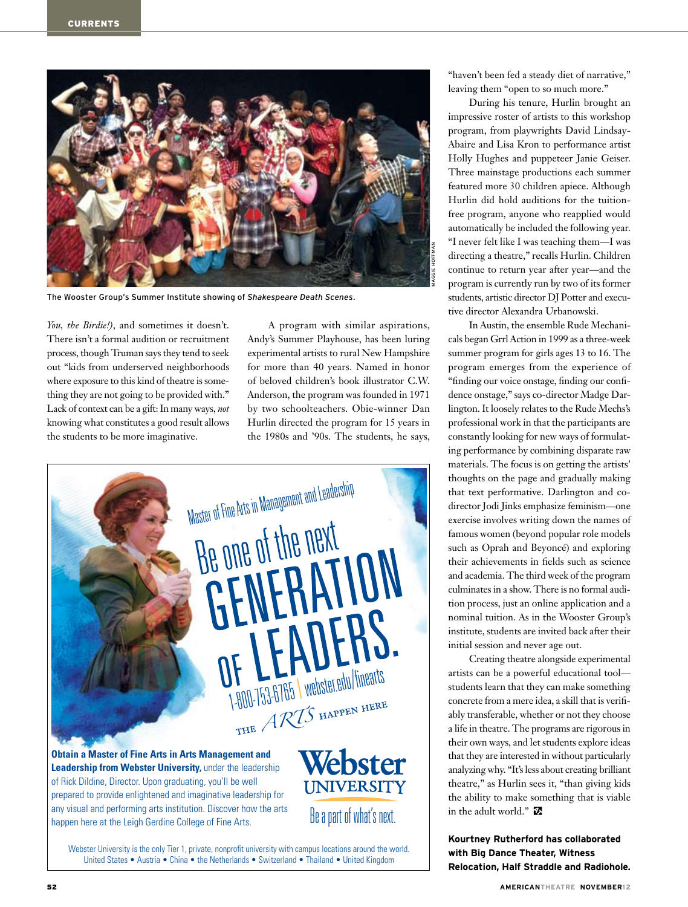The Wooster Group's Summer Institute showing of *Shakespeare Death Scenes*.

*You, the Birdie!)*, and sometimes it doesn't. There isn't a formal audition or recruitment process, though Truman says they tend to seek out "kids from underserved neighborhoods where exposure to this kind of theatre is something they are not going to be provided with." Lack of context can be a gift: In many ways, *not* knowing what constitutes a good result allows the students to be more imaginative.

A program with similar aspirations, Andy's Summer Playhouse, has been luring experimental artists to rural New Hampshire for more than 40 years. Named in honor of beloved children's book illustrator C.W. Anderson, the program was founded in 1971 by two schoolteachers. Obie-winner Dan Hurlin directed the program for 15 years in the 1980s and '90s. The students, he says, "haven't been fed a steady diet of narrative," leaving them "open to so much more."

During his tenure, Hurlin brought an impressive roster of artists to this workshop program, from playwrights David Lindsay-Abaire and Lisa Kron to performance artist Holly Hughes and puppeteer Janie Geiser. Three mainstage productions each summer featured more 30 children apiece. Although Hurlin did hold auditions for the tuition-free program, anyone who reapplied would automatically be included the following year. "I never felt like I was teaching them—I was directing a theatre," recalls Hurlin. Children continue to return year after year—and the program is currently run by two of its former students, artistic director DJ Potter and executive director Alexandra Urbanowski.

In Austin, the ensemble Rude Mechanicals began Grrl Action in 1999 as a three-week summer program for girls ages 13 to 16. The program emerges from the experience of "finding our voice onstage, finding our confidence onstage," says co-director Madge Darlington. It loosely relates to the Rude Mechs's professional work in that the participants are constantly looking for new ways of formulating performance by combining disparate raw materials. The focus is on getting the artists' thoughts on the page and gradually making that text performative. Darlington and co-director Jodi Jinks emphasize feminism—one exercise involves writing down the names of famous women (beyond popular role models such as Oprah and Beyoncé) and exploring their achievements in fields such as science and academia. The third week of the program culminates in a show. There is no formal audition process, just an online application and a nominal tuition. As in the Wooster Group's institute, students are invited back after their initial session and never age out.

Creating theatre alongside experimental artists can be a powerful educational tool—students learn that they can make something concrete from a mere idea, a skill that is verifiably transferable, whether or not they choose a life in theatre. The programs are rigorous in their own ways, and let students explore ideas that they are interested in without particularly analyzing why. "It's less about creating brilliant theatre," as Hurlin sees it, "than giving kids the ability to make something that is viable in the adult world."

**Kourtney Rutherford has collaborated with Big Dance Theater, Witness Relocation, Half Straddle and Radiohole.**

Master of Fine Arts in Management and Leadership

Be one of the next GENERATION OF LEADERS.

1-800-753-6765 | webster.edu/finearts

THE ARTS HAPPEN HERE

**Obtain a Master of Fine Arts in Arts Management and Leadership from Webster University,** under the leadership of Rick Dildine, Director. Upon graduating, you'll be well prepared to provide enlightened and imaginative leadership for any visual and performing arts institution. Discover how the arts happen here at the Leigh Gerdine College of Fine Arts.

Webster UNIVERSITY

Be a part of what's next.

Webster University is the only Tier 1, private, nonprofit university with campus locations around the world.
United States • Austria • China • the Netherlands • Switzerland • Thailand • United Kingdom